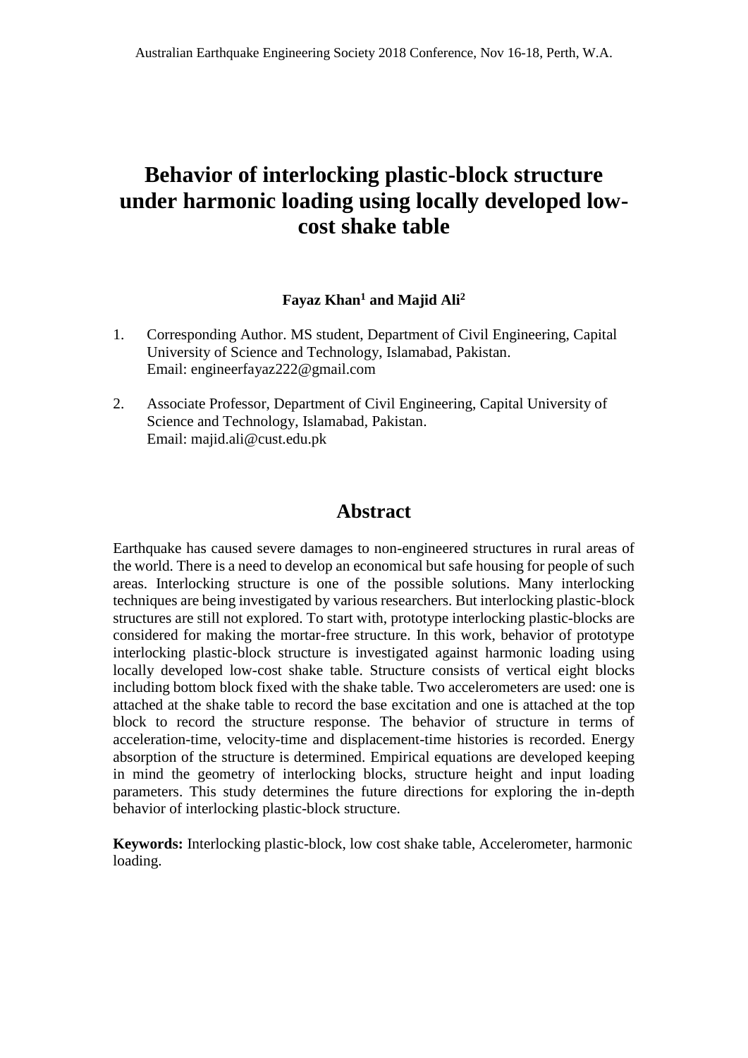# Behavior of interlocking plastic-block structure under harmonic loading using locally developed low-cost shake table

**Fayaz Khan[1] and Majid Ali[2]**

1. Corresponding Author. MS student, Department of Civil Engineering, Capital University of Science and Technology, Islamabad, Pakistan.
   Email: engineerfayaz222@gmail.com

2. Associate Professor, Department of Civil Engineering, Capital University of Science and Technology, Islamabad, Pakistan.
   Email: majid.ali@cust.edu.pk

## Abstract

Earthquake has caused severe damages to non-engineered structures in rural areas of the world. There is a need to develop an economical but safe housing for people of such areas. Interlocking structure is one of the possible solutions. Many interlocking techniques are being investigated by various researchers. But interlocking plastic-block structures are still not explored. To start with, prototype interlocking plastic-blocks are considered for making the mortar-free structure. In this work, behavior of prototype interlocking plastic-block structure is investigated against harmonic loading using locally developed low-cost shake table. Structure consists of vertical eight blocks including bottom block fixed with the shake table. Two accelerometers are used: one is attached at the shake table to record the base excitation and one is attached at the top block to record the structure response. The behavior of structure in terms of acceleration-time, velocity-time and displacement-time histories is recorded. Energy absorption of the structure is determined. Empirical equations are developed keeping in mind the geometry of interlocking blocks, structure height and input loading parameters. This study determines the future directions for exploring the in-depth behavior of interlocking plastic-block structure.

**Keywords:** Interlocking plastic-block, low cost shake table, Accelerometer, harmonic loading.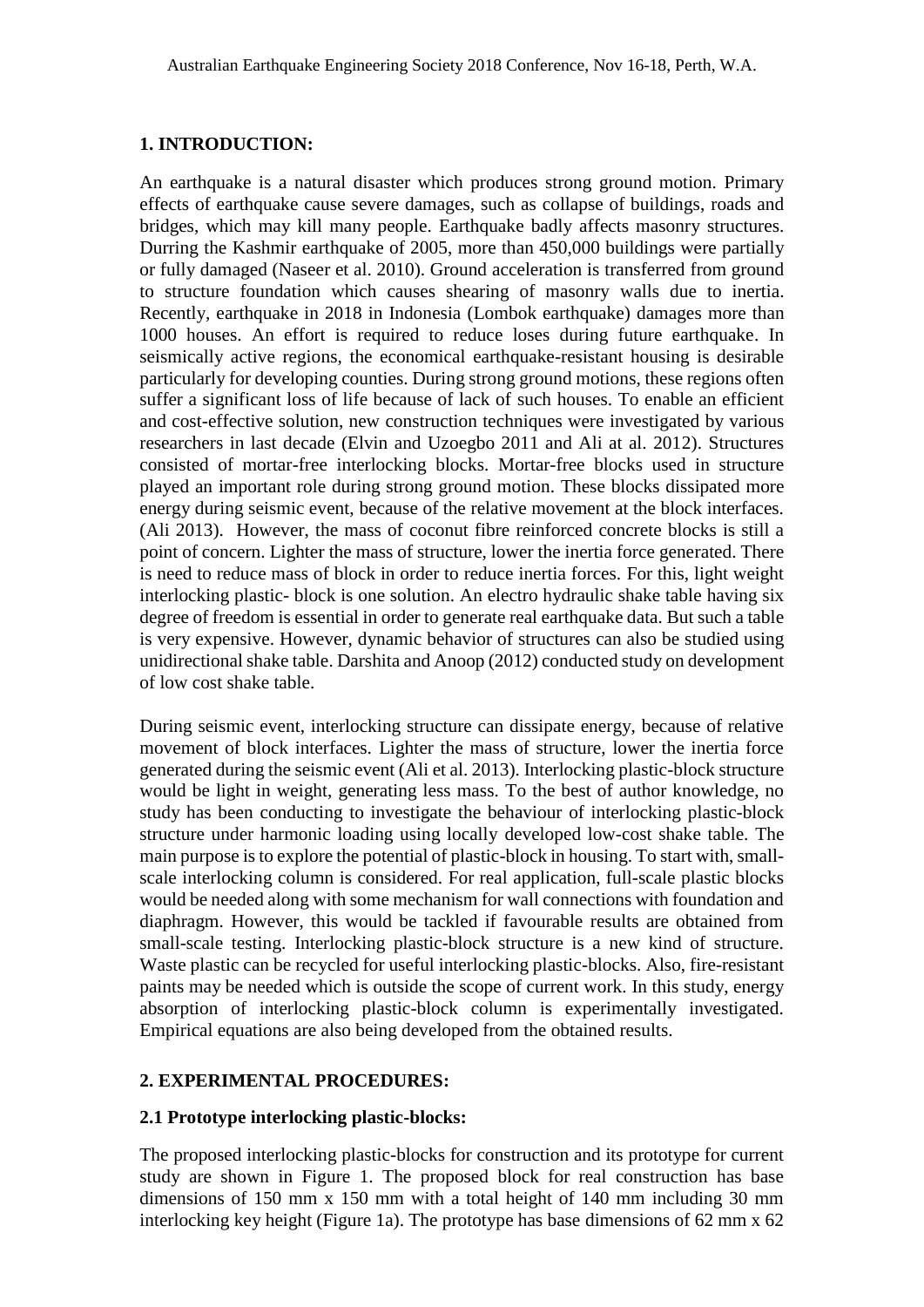## 1. INTRODUCTION:

An earthquake is a natural disaster which produces strong ground motion. Primary effects of earthquake cause severe damages, such as collapse of buildings, roads and bridges, which may kill many people. Earthquake badly affects masonry structures. Durring the Kashmir earthquake of 2005, more than 450,000 buildings were partially or fully damaged (Naseer et al. 2010). Ground acceleration is transferred from ground to structure foundation which causes shearing of masonry walls due to inertia. Recently, earthquake in 2018 in Indonesia (Lombok earthquake) damages more than 1000 houses. An effort is required to reduce loses during future earthquake. In seismically active regions, the economical earthquake-resistant housing is desirable particularly for developing counties. During strong ground motions, these regions often suffer a significant loss of life because of lack of such houses. To enable an efficient and cost-effective solution, new construction techniques were investigated by various researchers in last decade (Elvin and Uzoegbo 2011 and Ali at al. 2012). Structures consisted of mortar-free interlocking blocks. Mortar-free blocks used in structure played an important role during strong ground motion. These blocks dissipated more energy during seismic event, because of the relative movement at the block interfaces. (Ali 2013). However, the mass of coconut fibre reinforced concrete blocks is still a point of concern. Lighter the mass of structure, lower the inertia force generated. There is need to reduce mass of block in order to reduce inertia forces. For this, light weight interlocking plastic- block is one solution. An electro hydraulic shake table having six degree of freedom is essential in order to generate real earthquake data. But such a table is very expensive. However, dynamic behavior of structures can also be studied using unidirectional shake table. Darshita and Anoop (2012) conducted study on development of low cost shake table.

During seismic event, interlocking structure can dissipate energy, because of relative movement of block interfaces. Lighter the mass of structure, lower the inertia force generated during the seismic event (Ali et al. 2013). Interlocking plastic-block structure would be light in weight, generating less mass. To the best of author knowledge, no study has been conducting to investigate the behaviour of interlocking plastic-block structure under harmonic loading using locally developed low-cost shake table. The main purpose is to explore the potential of plastic-block in housing. To start with, small-scale interlocking column is considered. For real application, full-scale plastic blocks would be needed along with some mechanism for wall connections with foundation and diaphragm. However, this would be tackled if favourable results are obtained from small-scale testing. Interlocking plastic-block structure is a new kind of structure. Waste plastic can be recycled for useful interlocking plastic-blocks. Also, fire-resistant paints may be needed which is outside the scope of current work. In this study, energy absorption of interlocking plastic-block column is experimentally investigated. Empirical equations are also being developed from the obtained results.

## 2. EXPERIMENTAL PROCEDURES:

### 2.1 Prototype interlocking plastic-blocks:

The proposed interlocking plastic-blocks for construction and its prototype for current study are shown in Figure 1. The proposed block for real construction has base dimensions of 150 mm x 150 mm with a total height of 140 mm including 30 mm interlocking key height (Figure 1a). The prototype has base dimensions of 62 mm x 62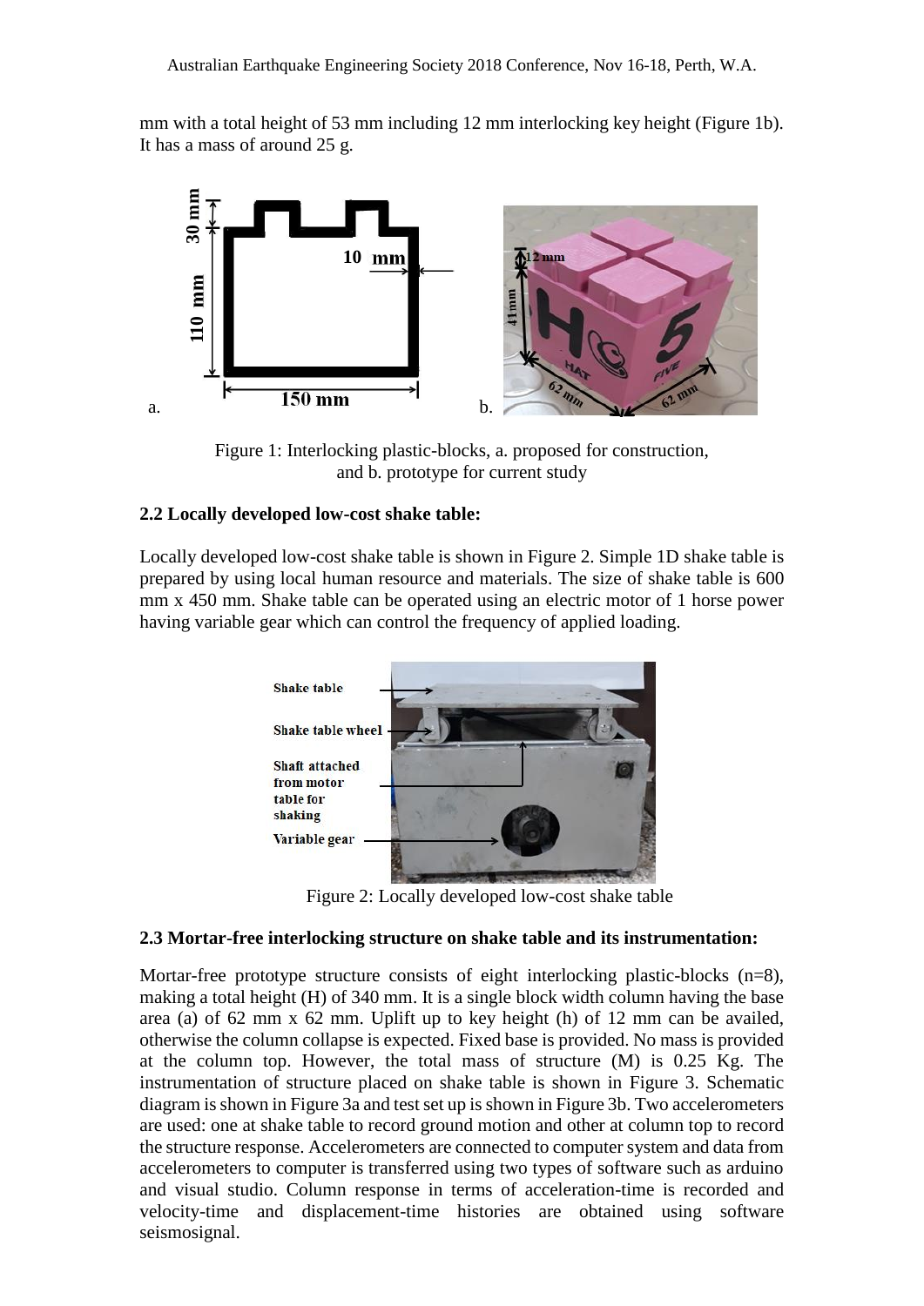mm with a total height of 53 mm including 12 mm interlocking key height (Figure 1b). It has a mass of around 25 g.

a.

b.

Figure 1: Interlocking plastic-blocks, a. proposed for construction, and b. prototype for current study

### 2.2 Locally developed low-cost shake table:

Locally developed low-cost shake table is shown in Figure 2. Simple 1D shake table is prepared by using local human resource and materials. The size of shake table is 600 mm x 450 mm. Shake table can be operated using an electric motor of 1 horse power having variable gear which can control the frequency of applied loading.

Figure 2: Locally developed low-cost shake table

### 2.3 Mortar-free interlocking structure on shake table and its instrumentation:

Mortar-free prototype structure consists of eight interlocking plastic-blocks (n=8), making a total height (H) of 340 mm. It is a single block width column having the base area (a) of 62 mm x 62 mm. Uplift up to key height (h) of 12 mm can be availed, otherwise the column collapse is expected. Fixed base is provided. No mass is provided at the column top. However, the total mass of structure (M) is 0.25 Kg. The instrumentation of structure placed on shake table is shown in Figure 3. Schematic diagram is shown in Figure 3a and test set up is shown in Figure 3b. Two accelerometers are used: one at shake table to record ground motion and other at column top to record the structure response. Accelerometers are connected to computer system and data from accelerometers to computer is transferred using two types of software such as arduino and visual studio. Column response in terms of acceleration-time is recorded and velocity-time and displacement-time histories are obtained using software seismosignal.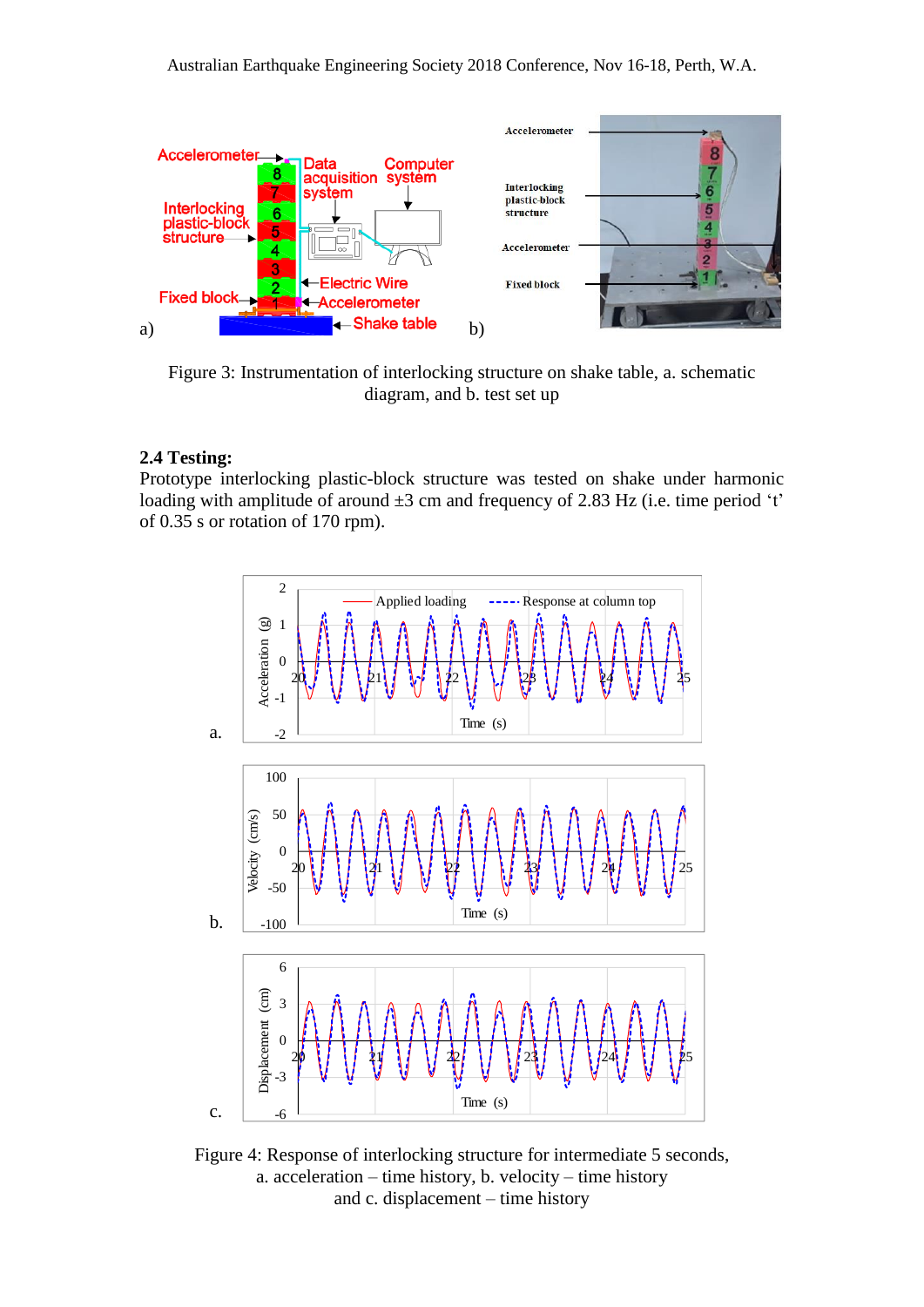Figure 3: Instrumentation of interlocking structure on shake table, a. schematic diagram, and b. test set up

**2.4 Testing:**

Prototype interlocking plastic-block structure was tested on shake under harmonic loading with amplitude of around ±3 cm and frequency of 2.83 Hz (i.e. time period 't' of 0.35 s or rotation of 170 rpm).

Figure 4: Response of interlocking structure for intermediate 5 seconds, a. acceleration – time history, b. velocity – time history and c. displacement – time history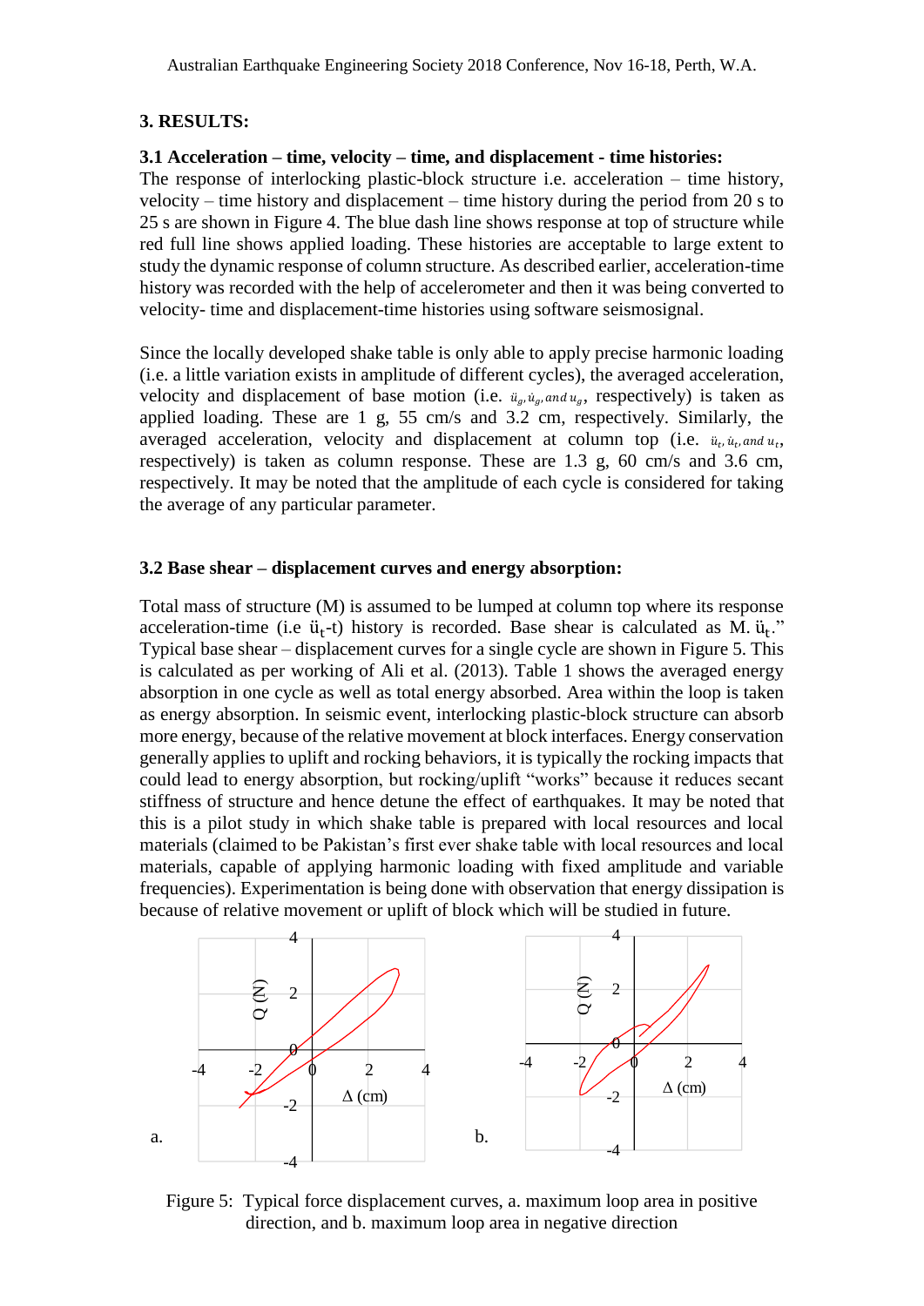## 3. RESULTS:

### 3.1 Acceleration – time, velocity – time, and displacement - time histories:

The response of interlocking plastic-block structure i.e. acceleration – time history, velocity – time history and displacement – time history during the period from 20 s to 25 s are shown in Figure 4. The blue dash line shows response at top of structure while red full line shows applied loading. These histories are acceptable to large extent to study the dynamic response of column structure. As described earlier, acceleration-time history was recorded with the help of accelerometer and then it was being converted to velocity- time and displacement-time histories using software seismosignal.

Since the locally developed shake table is only able to apply precise harmonic loading (i.e. a little variation exists in amplitude of different cycles), the averaged acceleration, velocity and displacement of base motion (i.e. $\ddot{u}_g, \dot{u}_g, and\, u_g$, respectively) is taken as applied loading. These are 1 g, 55 cm/s and 3.2 cm, respectively. Similarly, the averaged acceleration, velocity and displacement at column top (i.e. $\ddot{u}_t, \dot{u}_t, and\, u_t$, respectively) is taken as column response. These are 1.3 g, 60 cm/s and 3.6 cm, respectively. It may be noted that the amplitude of each cycle is considered for taking the average of any particular parameter.

### 3.2 Base shear – displacement curves and energy absorption:

Total mass of structure (M) is assumed to be lumped at column top where its response acceleration-time (i.e $\ddot{u}_t$-t) history is recorded. Base shear is calculated as M. $\ddot{u}_t$." Typical base shear – displacement curves for a single cycle are shown in Figure 5. This is calculated as per working of Ali et al. (2013). Table 1 shows the averaged energy absorption in one cycle as well as total energy absorbed. Area within the loop is taken as energy absorption. In seismic event, interlocking plastic-block structure can absorb more energy, because of the relative movement at block interfaces. Energy conservation generally applies to uplift and rocking behaviors, it is typically the rocking impacts that could lead to energy absorption, but rocking/uplift "works" because it reduces secant stiffness of structure and hence detune the effect of earthquakes. It may be noted that this is a pilot study in which shake table is prepared with local resources and local materials (claimed to be Pakistan's first ever shake table with local resources and local materials, capable of applying harmonic loading with fixed amplitude and variable frequencies). Experimentation is being done with observation that energy dissipation is because of relative movement or uplift of block which will be studied in future.

Figure 5: Typical force displacement curves, a. maximum loop area in positive direction, and b. maximum loop area in negative direction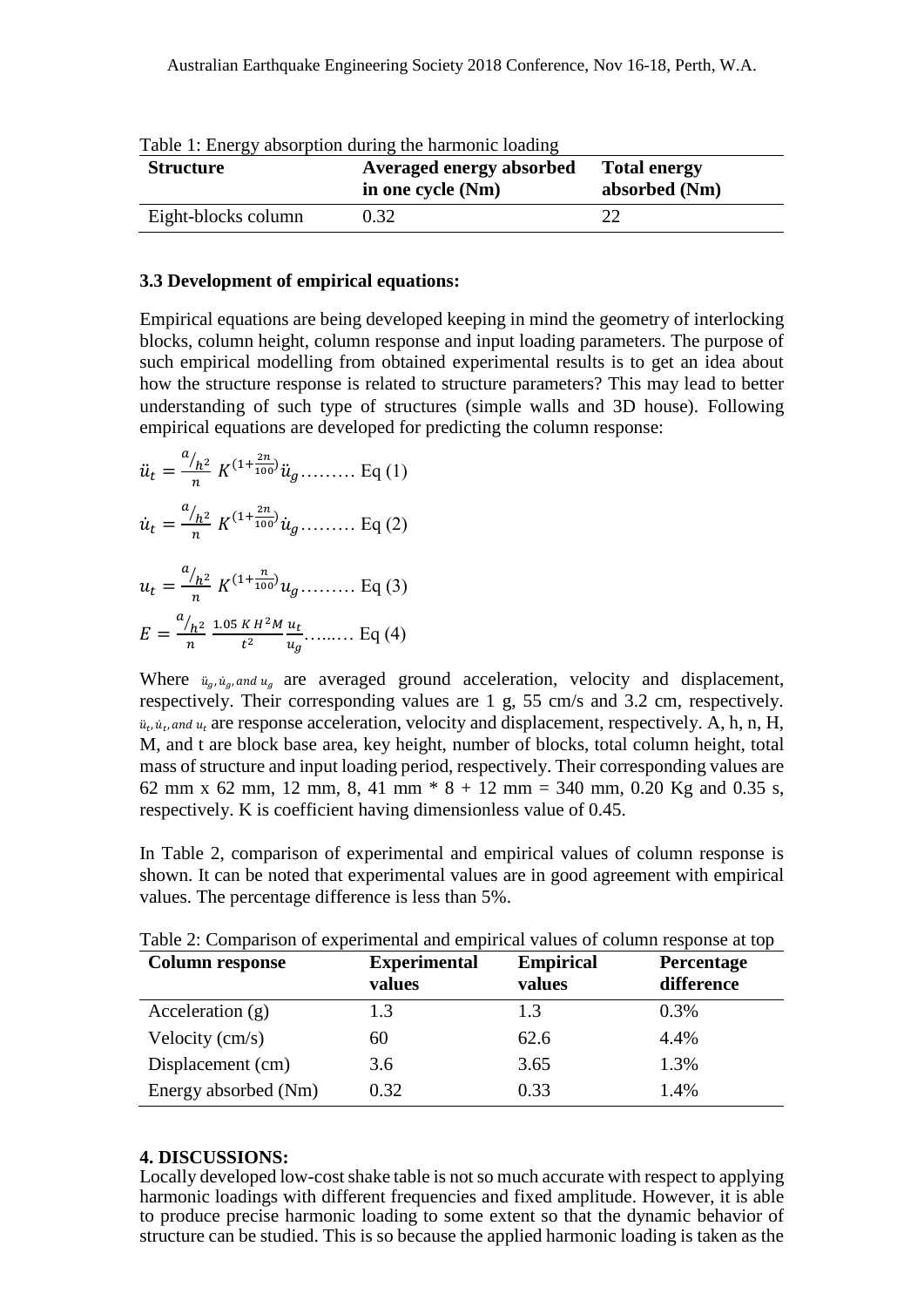Table 1: Energy absorption during the harmonic loading

| Structure | Averaged energy absorbed in one cycle (Nm) | Total energy absorbed (Nm) |
|---|---|---|
| Eight-blocks column | 0.32 | 22 |

### 3.3 Development of empirical equations:

Empirical equations are being developed keeping in mind the geometry of interlocking blocks, column height, column response and input loading parameters. The purpose of such empirical modelling from obtained experimental results is to get an idea about how the structure response is related to structure parameters? This may lead to better understanding of such type of structures (simple walls and 3D house). Following empirical equations are developed for predicting the column response:

$$\ddot{u}_t = \frac{a/_{h^2}}{n}\ K^{\left(1+\frac{2n}{100}\right)}\ddot{u}_g \ldots\ldots\ldots \text{Eq (1)}$$

$$\dot{u}_t = \frac{a/_{h^2}}{n}\ K^{\left(1+\frac{2n}{100}\right)}\dot{u}_g \ldots\ldots\ldots \text{Eq (2)}$$

$$u_t = \frac{a/_{h^2}}{n}\ K^{\left(1+\frac{n}{100}\right)}u_g \ldots\ldots\ldots \text{Eq (3)}$$

$$E = \frac{a/_{h^2}}{n}\ \frac{1.05\ K\,H^2 M}{t^2}\frac{u_t}{u_g} \ldots\ldots\ldots \text{Eq (4)}$$

Where $\ddot{u}_g, \dot{u}_g, and\ u_g$ are averaged ground acceleration, velocity and displacement, respectively. Their corresponding values are 1 g, 55 cm/s and 3.2 cm, respectively. $\ddot{u}_t, \dot{u}_t, and\ u_t$ are response acceleration, velocity and displacement, respectively. A, h, n, H, M, and t are block base area, key height, number of blocks, total column height, total mass of structure and input loading period, respectively. Their corresponding values are 62 mm x 62 mm, 12 mm, 8, 41 mm * 8 + 12 mm = 340 mm, 0.20 Kg and 0.35 s, respectively. K is coefficient having dimensionless value of 0.45.

In Table 2, comparison of experimental and empirical values of column response is shown. It can be noted that experimental values are in good agreement with empirical values. The percentage difference is less than 5%.

Table 2: Comparison of experimental and empirical values of column response at top

| Column response | Experimental values | Empirical values | Percentage difference |
|---|---|---|---|
| Acceleration (g) | 1.3 | 1.3 | 0.3% |
| Velocity (cm/s) | 60 | 62.6 | 4.4% |
| Displacement (cm) | 3.6 | 3.65 | 1.3% |
| Energy absorbed (Nm) | 0.32 | 0.33 | 1.4% |

## 4. DISCUSSIONS:

Locally developed low-cost shake table is not so much accurate with respect to applying harmonic loadings with different frequencies and fixed amplitude. However, it is able to produce precise harmonic loading to some extent so that the dynamic behavior of structure can be studied. This is so because the applied harmonic loading is taken as the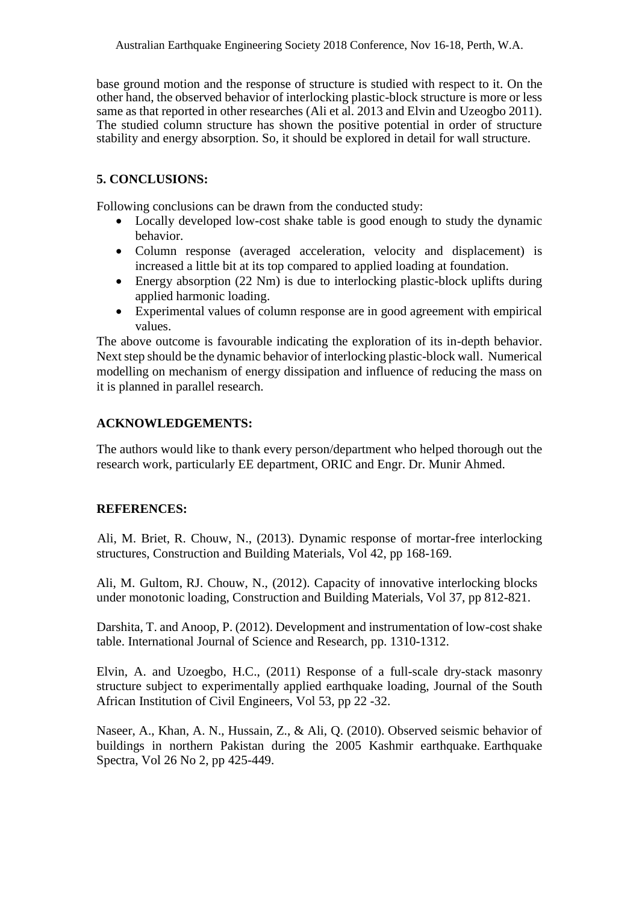base ground motion and the response of structure is studied with respect to it. On the other hand, the observed behavior of interlocking plastic-block structure is more or less same as that reported in other researches (Ali et al. 2013 and Elvin and Uzeogbo 2011). The studied column structure has shown the positive potential in order of structure stability and energy absorption. So, it should be explored in detail for wall structure.

## 5. CONCLUSIONS:

Following conclusions can be drawn from the conducted study:

- Locally developed low-cost shake table is good enough to study the dynamic behavior.
- Column response (averaged acceleration, velocity and displacement) is increased a little bit at its top compared to applied loading at foundation.
- Energy absorption (22 Nm) is due to interlocking plastic-block uplifts during applied harmonic loading.
- Experimental values of column response are in good agreement with empirical values.

The above outcome is favourable indicating the exploration of its in-depth behavior. Next step should be the dynamic behavior of interlocking plastic-block wall. Numerical modelling on mechanism of energy dissipation and influence of reducing the mass on it is planned in parallel research.

## ACKNOWLEDGEMENTS:

The authors would like to thank every person/department who helped thorough out the research work, particularly EE department, ORIC and Engr. Dr. Munir Ahmed.

## REFERENCES:

Ali, M. Briet, R. Chouw, N., (2013). Dynamic response of mortar-free interlocking structures, Construction and Building Materials, Vol 42, pp 168-169.

Ali, M. Gultom, RJ. Chouw, N., (2012). Capacity of innovative interlocking blocks under monotonic loading, Construction and Building Materials, Vol 37, pp 812-821.

Darshita, T. and Anoop, P. (2012). Development and instrumentation of low-cost shake table. International Journal of Science and Research, pp. 1310-1312.

Elvin, A. and Uzoegbo, H.C., (2011) Response of a full-scale dry-stack masonry structure subject to experimentally applied earthquake loading, Journal of the South African Institution of Civil Engineers, Vol 53, pp 22 -32.

Naseer, A., Khan, A. N., Hussain, Z., & Ali, Q. (2010). Observed seismic behavior of buildings in northern Pakistan during the 2005 Kashmir earthquake. Earthquake Spectra, Vol 26 No 2, pp 425-449.